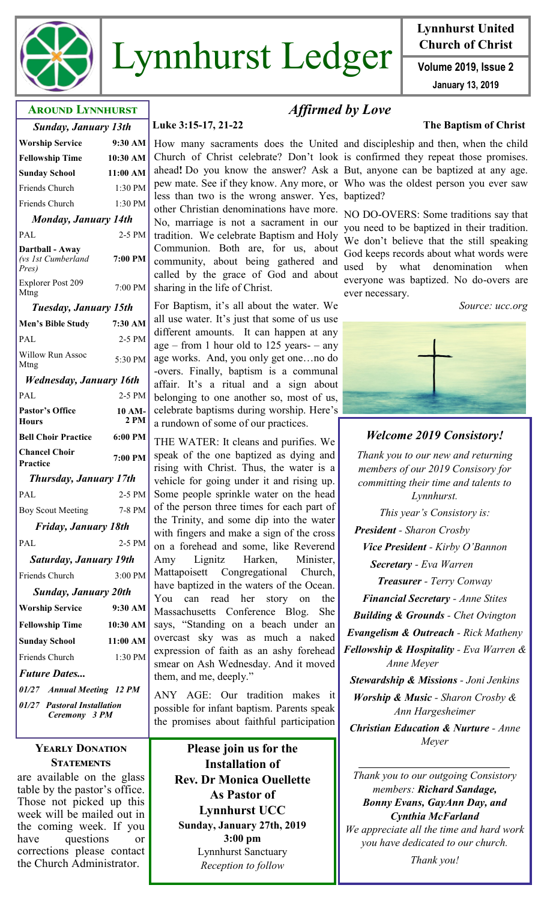# Lynnhurst Ledger

**Lynnhurst United Church of Christ**

**Volume 2019, Issue 2**

**January 13, 2019**

## Around Lynnhurst

| *Sunday, January 13th* | |
|---|---|
| **Worship Service** | **9:30 AM** |
| **Fellowship Time** | **10:30 AM** |
| **Sunday School** | **11:00 AM** |
| Friends Church | 1:30 PM |
| Friends Church | 1:30 PM |
| ***Monday, January 14th*** | |
| PAL | 2-5 PM |
| **Dartball - Away** *(vs 1st Cumberland Pres)* | **7:00 PM** |
| Explorer Post 209 Mtng | 7:00 PM |
| ***Tuesday, January 15th*** | |
| **Men's Bible Study** | **7:30 AM** |
| PAL | 2-5 PM |
| Willow Run Assoc Mtng | 5:30 PM |
| ***Wednesday, January 16th*** | |
| PAL | 2-5 PM |
| **Pastor's Office Hours** | **10 AM-2 PM** |
| **Bell Choir Practice** | **6:00 PM** |
| **Chancel Choir Practice** | **7:00 PM** |
| ***Thursday, January 17th*** | |
| PAL | 2-5 PM |
| Boy Scout Meeting | 7-8 PM |
| ***Friday, January 18th*** | |
| PAL | 2-5 PM |
| ***Saturday, January 19th*** | |
| Friends Church | 3:00 PM |
| ***Sunday, January 20th*** | |
| **Worship Service** | **9:30 AM** |
| **Fellowship Time** | **10:30 AM** |
| **Sunday School** | **11:00 AM** |
| Friends Church | 1:30 PM |

***Future Dates...***

***01/27 Annual Meeting 12 PM***

***01/27 Pastoral Installation Ceremony 3 PM***

### Yearly Donation Statements

are available on the glass table by the pastor's office. Those not picked up this week will be mailed out in the coming week. If you have questions or corrections please contact the Church Administrator.

## *Affirmed by Love*

**Luke 3:15-17, 21-22** **The Baptism of Christ**

How many sacraments does the United Church of Christ celebrate? Don't look ahead**!** Do you know the answer? Ask a pew mate. See if they know. Any more, or less than two is the wrong answer. Yes, other Christian denominations have more. No, marriage is not a sacrament in our tradition. We celebrate Baptism and Holy Communion. Both are, for us, about community, about being gathered and called by the grace of God and about sharing in the life of Christ.

For Baptism, it's all about the water. We all use water. It's just that some of us use different amounts. It can happen at any age – from 1 hour old to 125 years- – any age works. And, you only get one…no do-overs. Finally, baptism is a communal affair. It's a ritual and a sign about belonging to one another so, most of us, celebrate baptisms during worship. Here's a rundown of some of our practices.

THE WATER: It cleans and purifies. We speak of the one baptized as dying and rising with Christ. Thus, the water is a vehicle for going under it and rising up. Some people sprinkle water on the head of the person three times for each part of the Trinity, and some dip into the water with fingers and make a sign of the cross on a forehead and some, like Reverend Amy Lignitz Harken, Minister, Mattapoisett Congregational Church, have baptized in the waters of the Ocean. You can read her story on the Massachusetts Conference Blog. She says, "Standing on a beach under an overcast sky was as much a naked expression of faith as an ashy forehead smear on Ash Wednesday. And it moved them, and me, deeply."

ANY AGE: Our tradition makes it possible for infant baptism. Parents speak the promises about faithful participation and discipleship and then, when the child is confirmed they repeat those promises. But, anyone can be baptized at any age. Who was the oldest person you ever saw baptized?

NO DO-OVERS: Some traditions say that you need to be baptized in their tradition. We don't believe that the still speaking God keeps records about what words were used by what denomination when everyone was baptized. No do-overs are ever necessary.

*Source: ucc.org*

**Please join us for the Installation of Rev. Dr Monica Ouellette As Pastor of Lynnhurst UCC**
**Sunday, January 27th, 2019**
**3:00 pm**
Lynnhurst Sanctuary
*Reception to follow*

## *Welcome 2019 Consistory!*

*Thank you to our new and returning members of our 2019 Consisory for committing their time and talents to Lynnhurst.*

*This year's Consistory is:*

***President*** *- Sharon Crosby*

***Vice President*** *- Kirby O'Bannon*

***Secretary*** *- Eva Warren*

***Treasurer*** *- Terry Conway*

***Financial Secretary*** *- Anne Stites*

***Building & Grounds*** *- Chet Ovington*

***Evangelism & Outreach*** *- Rick Matheny*

***Fellowship & Hospitality*** *- Eva Warren & Anne Meyer*

***Stewardship & Missions*** *- Joni Jenkins*

***Worship & Music*** *- Sharon Crosby & Ann Hargesheimer*

***Christian Education & Nurture*** *- Anne Meyer*

*Thank you to our outgoing Consistory members:* ***Richard Sandage, Bonny Evans, GayAnn Day, and Cynthia McFarland***
*We appreciate all the time and hard work you have dedicated to our church.*

*Thank you!*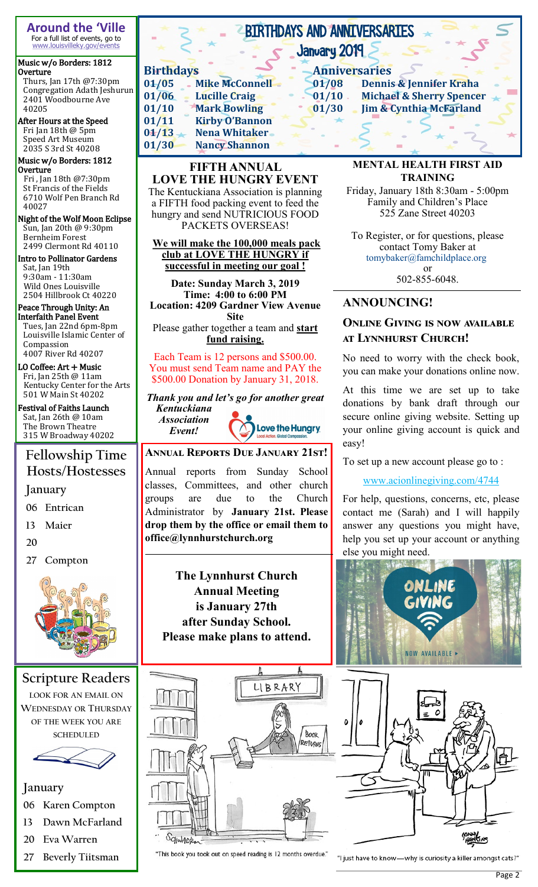## Around the 'Ville

For a full list of events, go to www.louisvilleky.gov/events

**Music w/o Borders: 1812 Overture**
Thurs, Jan 17th @7:30pm
Congregation Adath Jeshurun
2401 Woodbourne Ave 40205

**After Hours at the Speed**
Fri Jan 18th @ 5pm
Speed Art Museum
2035 S 3rd St 40208

**Music w/o Borders: 1812 Overture**
Fri , Jan 18th @7:30pm
St Francis of the Fields
6710 Wolf Pen Branch Rd 40027

**Night of the Wolf Moon Eclipse**
Sun, Jan 20th @ 9:30pm
Bernheim Forest
2499 Clermont Rd 40110

**Intro to Pollinator Gardens**
Sat, Jan 19th
9:30am - 11:30am
Wild Ones Louisville
2504 Hillbrook Ct 40220

**Peace Through Unity: An Interfaith Panel Event**
Tues, Jan 22nd 6pm-8pm
Louisville Islamic Center of Compassion
4007 River Rd 40207

**LO Coffee: Art + Music**
Fri, Jan 25th @ 11am
Kentucky Center for the Arts
501 W Main St 40202

**Festival of Faiths Launch**
Sat, Jan 26th @ 10am
The Brown Theatre
315 W Broadway 40202

## Fellowship Time Hosts/Hostesses

January

| | |
|---|---|
| 06 | Entrican |
| 13 | Maier |
| 20 | |
| 27 | Compton |

## Scripture Readers

LOOK FOR AN EMAIL ON WEDNESDAY OR THURSDAY OF THE WEEK YOU ARE SCHEDULED

January

| | |
|---|---|
| 06 | Karen Compton |
| 13 | Dawn McFarland |
| 20 | Eva Warren |
| 27 | Beverly Tiitsman |

## BIRTHDAYS AND ANNIVERSARIES
### January 2019

**Birthdays**

| | |
|---|---|
| 01/05 | Mike McConnell |
| 01/06 | Lucille Craig |
| 01/10 | Mark Bowling |
| 01/11 | Kirby O'Bannon |
| 01/13 | Nena Whitaker |
| 01/30 | Nancy Shannon |

**Anniversaries**

| | |
|---|---|
| 01/08 | Dennis & Jennifer Kraha |
| 01/10 | Michael & Sherry Spencer |
| 01/30 | Jim & Cynthia McFarland |

## FIFTH ANNUAL LOVE THE HUNGRY EVENT

The Kentuckiana Association is planning a FIFTH food packing event to feed the hungry and send NUTRICIOUS FOOD PACKETS OVERSEAS!

**We will make the 100,000 meals pack club at LOVE THE HUNGRY if successful in meeting our goal !**

**Date: Sunday March 3, 2019**
**Time: 4:00 to 6:00 PM**
**Location: 4209 Gardner View Avenue Site**

Please gather together a team and **start fund raising.**

Each Team is 12 persons and $500.00. You must send Team name and PAY the $500.00 Donation by January 31, 2018.

***Thank you and let's go for another great Kentuckiana Association Event!***

Love the Hungry
Local Action. Global Compassion.

## MENTAL HEALTH FIRST AID TRAINING

Friday, January 18th 8:30am - 5:00pm
Family and Children's Place
525 Zane Street 40203

To Register, or for questions, please contact Tomy Baker at
tomybaker@famchildplace.org
or
502-855-6048.

## ANNOUNCING!

### Online Giving is now available at Lynnhurst Church!

No need to worry with the check book, you can make your donations online now.

At this time we are set up to take donations by bank draft through our secure online giving website. Setting up your online giving account is quick and easy!

To set up a new account please go to :

www.acionlinegiving.com/4744

For help, questions, concerns, etc, please contact me (Sarah) and I will happily answer any questions you might have, help you set up your account or anything else you might need.

### Annual Reports Due January 21st!

Annual reports from Sunday School classes, Committees, and other church groups are due to the Church Administrator by **January 21st. Please drop them by the office or email them to office@lynnhurstchurch.org**

**The Lynnhurst Church Annual Meeting is January 27th after Sunday School. Please make plans to attend.**

"This book you took out on speed reading is 12 months overdue."

"I just have to know—why is curiosity a killer amongst cats?"